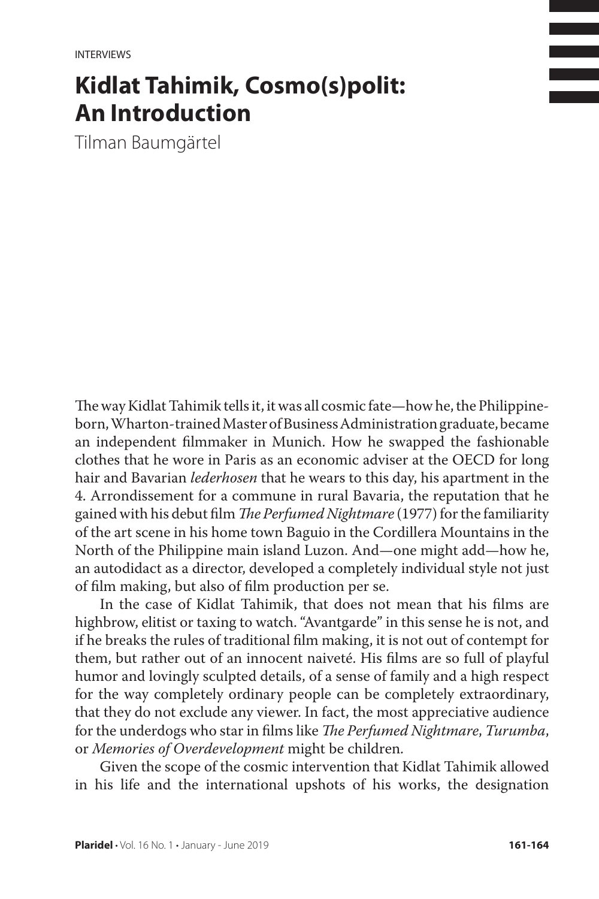INTERVIEWS

# Kidlat Tahimik, Cosmo(s)polit: An Introduction

Tilman Baumgärtel

The way Kidlat Tahimik tells it, it was all cosmic fate—how he, the Philippine-born, Wharton-trained Master of Business Administration graduate, became an independent filmmaker in Munich. How he swapped the fashionable clothes that he wore in Paris as an economic adviser at the OECD for long hair and Bavarian *lederhosen* that he wears to this day, his apartment in the 4. Arrondissement for a commune in rural Bavaria, the reputation that he gained with his debut film *The Perfumed Nightmare* (1977) for the familiarity of the art scene in his home town Baguio in the Cordillera Mountains in the North of the Philippine main island Luzon. And—one might add—how he, an autodidact as a director, developed a completely individual style not just of film making, but also of film production per se.

In the case of Kidlat Tahimik, that does not mean that his films are highbrow, elitist or taxing to watch. "Avantgarde" in this sense he is not, and if he breaks the rules of traditional film making, it is not out of contempt for them, but rather out of an innocent naiveté. His films are so full of playful humor and lovingly sculpted details, of a sense of family and a high respect for the way completely ordinary people can be completely extraordinary, that they do not exclude any viewer. In fact, the most appreciative audience for the underdogs who star in films like *The Perfumed Nightmare*, *Turumba*, or *Memories of Overdevelopment* might be children.

Given the scope of the cosmic intervention that Kidlat Tahimik allowed in his life and the international upshots of his works, the designation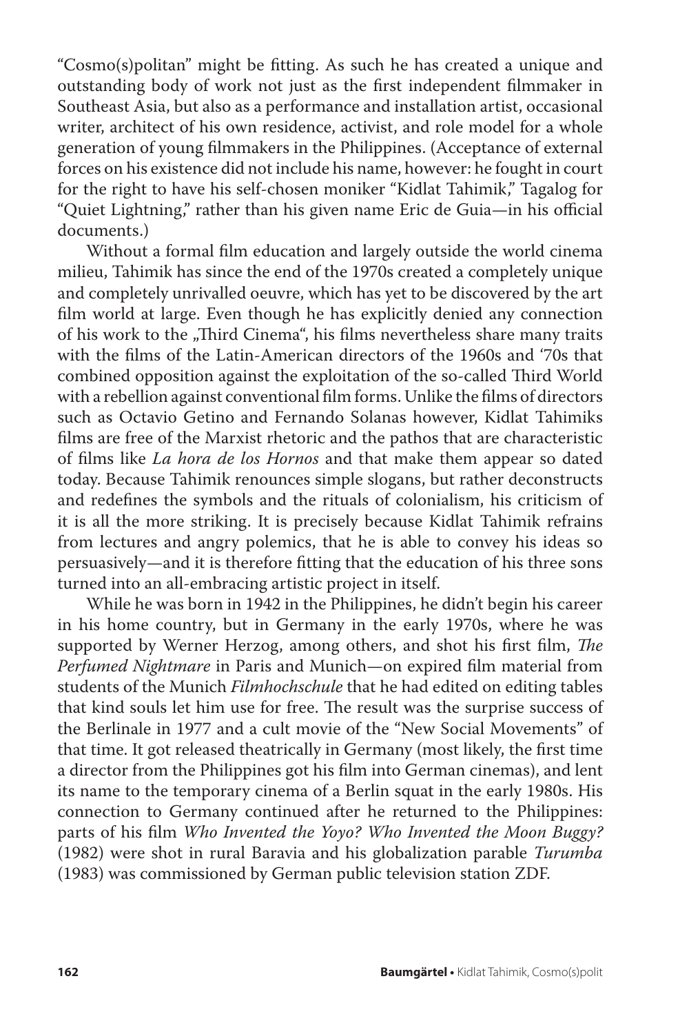"Cosmo(s)politan" might be fitting. As such he has created a unique and outstanding body of work not just as the first independent filmmaker in Southeast Asia, but also as a performance and installation artist, occasional writer, architect of his own residence, activist, and role model for a whole generation of young filmmakers in the Philippines. (Acceptance of external forces on his existence did not include his name, however: he fought in court for the right to have his self-chosen moniker "Kidlat Tahimik," Tagalog for "Quiet Lightning," rather than his given name Eric de Guia—in his official documents.)

Without a formal film education and largely outside the world cinema milieu, Tahimik has since the end of the 1970s created a completely unique and completely unrivalled oeuvre, which has yet to be discovered by the art film world at large. Even though he has explicitly denied any connection of his work to the „Third Cinema", his films nevertheless share many traits with the films of the Latin-American directors of the 1960s and '70s that combined opposition against the exploitation of the so-called Third World with a rebellion against conventional film forms. Unlike the films of directors such as Octavio Getino and Fernando Solanas however, Kidlat Tahimiks films are free of the Marxist rhetoric and the pathos that are characteristic of films like *La hora de los Hornos* and that make them appear so dated today. Because Tahimik renounces simple slogans, but rather deconstructs and redefines the symbols and the rituals of colonialism, his criticism of it is all the more striking. It is precisely because Kidlat Tahimik refrains from lectures and angry polemics, that he is able to convey his ideas so persuasively—and it is therefore fitting that the education of his three sons turned into an all-embracing artistic project in itself.

While he was born in 1942 in the Philippines, he didn't begin his career in his home country, but in Germany in the early 1970s, where he was supported by Werner Herzog, among others, and shot his first film, *The Perfumed Nightmare* in Paris and Munich—on expired film material from students of the Munich *Filmhochschule* that he had edited on editing tables that kind souls let him use for free. The result was the surprise success of the Berlinale in 1977 and a cult movie of the "New Social Movements" of that time. It got released theatrically in Germany (most likely, the first time a director from the Philippines got his film into German cinemas), and lent its name to the temporary cinema of a Berlin squat in the early 1980s. His connection to Germany continued after he returned to the Philippines: parts of his film *Who Invented the Yoyo? Who Invented the Moon Buggy?* (1982) were shot in rural Baravia and his globalization parable *Turumba* (1983) was commissioned by German public television station ZDF.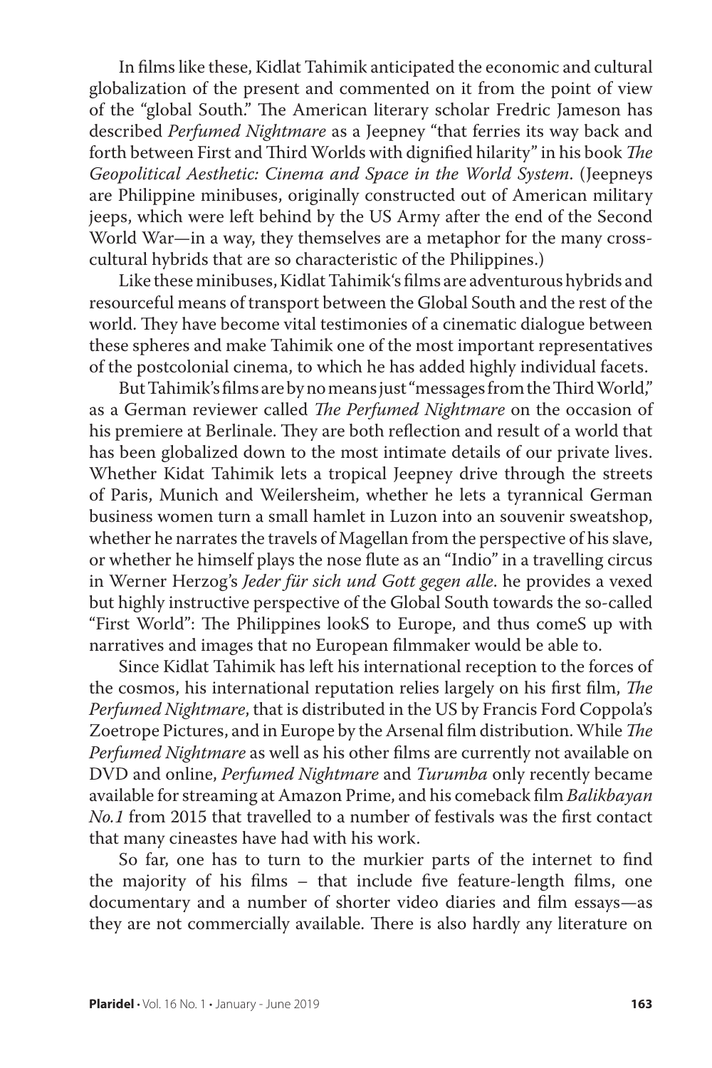In films like these, Kidlat Tahimik anticipated the economic and cultural globalization of the present and commented on it from the point of view of the "global South." The American literary scholar Fredric Jameson has described *Perfumed Nightmare* as a Jeepney "that ferries its way back and forth between First and Third Worlds with dignified hilarity" in his book *The Geopolitical Aesthetic: Cinema and Space in the World System*. (Jeepneys are Philippine minibuses, originally constructed out of American military jeeps, which were left behind by the US Army after the end of the Second World War—in a way, they themselves are a metaphor for the many cross-cultural hybrids that are so characteristic of the Philippines.)

Like these minibuses, Kidlat Tahimik's films are adventurous hybrids and resourceful means of transport between the Global South and the rest of the world. They have become vital testimonies of a cinematic dialogue between these spheres and make Tahimik one of the most important representatives of the postcolonial cinema, to which he has added highly individual facets.

But Tahimik's films are by no means just "messages from the Third World," as a German reviewer called *The Perfumed Nightmare* on the occasion of his premiere at Berlinale. They are both reflection and result of a world that has been globalized down to the most intimate details of our private lives. Whether Kidat Tahimik lets a tropical Jeepney drive through the streets of Paris, Munich and Weilersheim, whether he lets a tyrannical German business women turn a small hamlet in Luzon into an souvenir sweatshop, whether he narrates the travels of Magellan from the perspective of his slave, or whether he himself plays the nose flute as an "Indio" in a travelling circus in Werner Herzog's *Jeder für sich und Gott gegen alle*. he provides a vexed but highly instructive perspective of the Global South towards the so-called "First World": The Philippines lookS to Europe, and thus comeS up with narratives and images that no European filmmaker would be able to.

Since Kidlat Tahimik has left his international reception to the forces of the cosmos, his international reputation relies largely on his first film, *The Perfumed Nightmare*, that is distributed in the US by Francis Ford Coppola's Zoetrope Pictures, and in Europe by the Arsenal film distribution. While *The Perfumed Nightmare* as well as his other films are currently not available on DVD and online, *Perfumed Nightmare* and *Turumba* only recently became available for streaming at Amazon Prime, and his comeback film *Balikbayan No.1* from 2015 that travelled to a number of festivals was the first contact that many cineastes have had with his work.

So far, one has to turn to the murkier parts of the internet to find the majority of his films – that include five feature-length films, one documentary and a number of shorter video diaries and film essays—as they are not commercially available. There is also hardly any literature on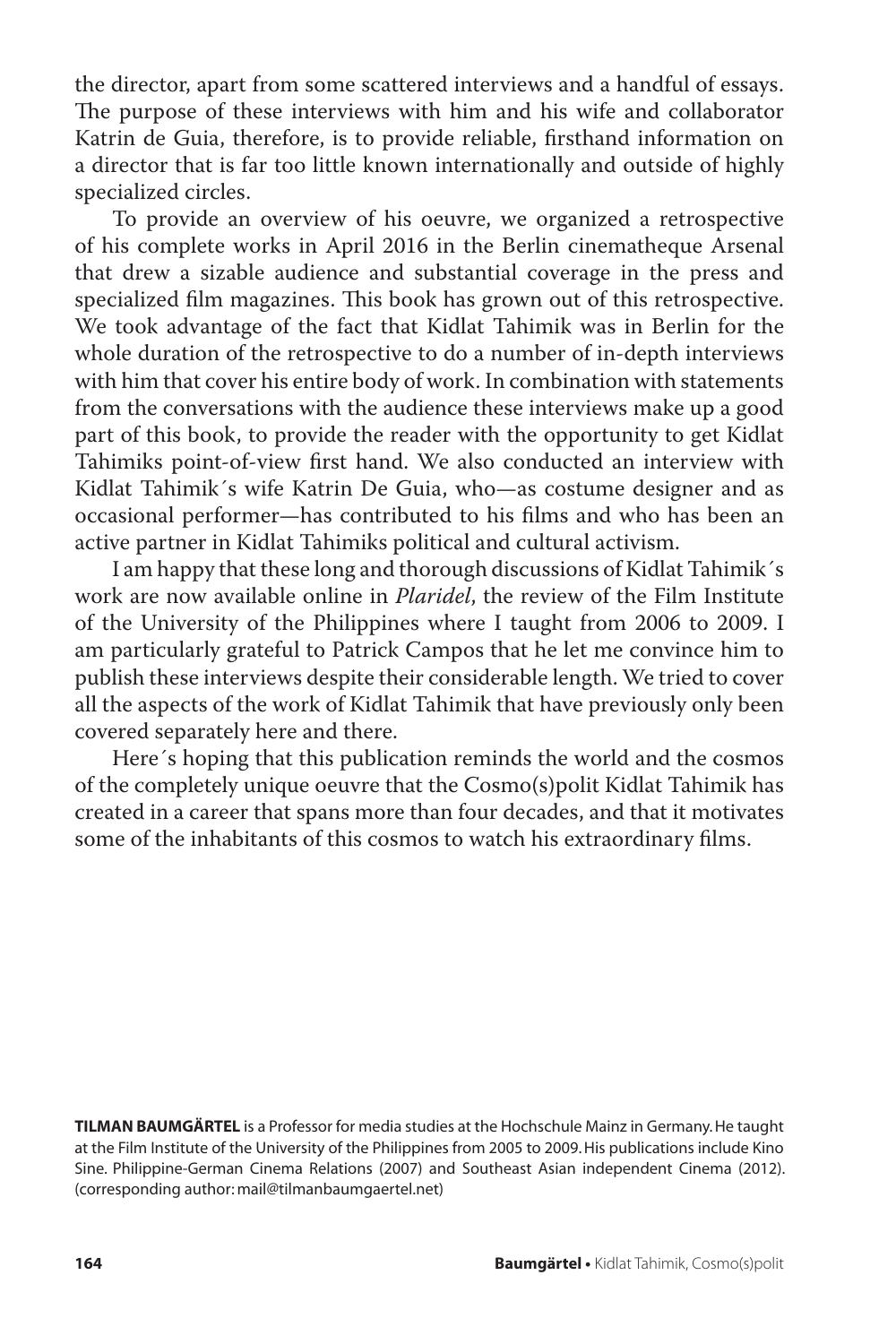the director, apart from some scattered interviews and a handful of essays. The purpose of these interviews with him and his wife and collaborator Katrin de Guia, therefore, is to provide reliable, firsthand information on a director that is far too little known internationally and outside of highly specialized circles.

To provide an overview of his oeuvre, we organized a retrospective of his complete works in April 2016 in the Berlin cinematheque Arsenal that drew a sizable audience and substantial coverage in the press and specialized film magazines. This book has grown out of this retrospective. We took advantage of the fact that Kidlat Tahimik was in Berlin for the whole duration of the retrospective to do a number of in-depth interviews with him that cover his entire body of work. In combination with statements from the conversations with the audience these interviews make up a good part of this book, to provide the reader with the opportunity to get Kidlat Tahimiks point-of-view first hand. We also conducted an interview with Kidlat Tahimik´s wife Katrin De Guia, who—as costume designer and as occasional performer—has contributed to his films and who has been an active partner in Kidlat Tahimiks political and cultural activism.

I am happy that these long and thorough discussions of Kidlat Tahimik´s work are now available online in *Plaridel*, the review of the Film Institute of the University of the Philippines where I taught from 2006 to 2009. I am particularly grateful to Patrick Campos that he let me convince him to publish these interviews despite their considerable length. We tried to cover all the aspects of the work of Kidlat Tahimik that have previously only been covered separately here and there.

Here´s hoping that this publication reminds the world and the cosmos of the completely unique oeuvre that the Cosmo(s)polit Kidlat Tahimik has created in a career that spans more than four decades, and that it motivates some of the inhabitants of this cosmos to watch his extraordinary films.

**TILMAN BAUMGÄRTEL** is a Professor for media studies at the Hochschule Mainz in Germany. He taught at the Film Institute of the University of the Philippines from 2005 to 2009. His publications include Kino Sine. Philippine-German Cinema Relations (2007) and Southeast Asian independent Cinema (2012). (corresponding author: mail@tilmanbaumgaertel.net)